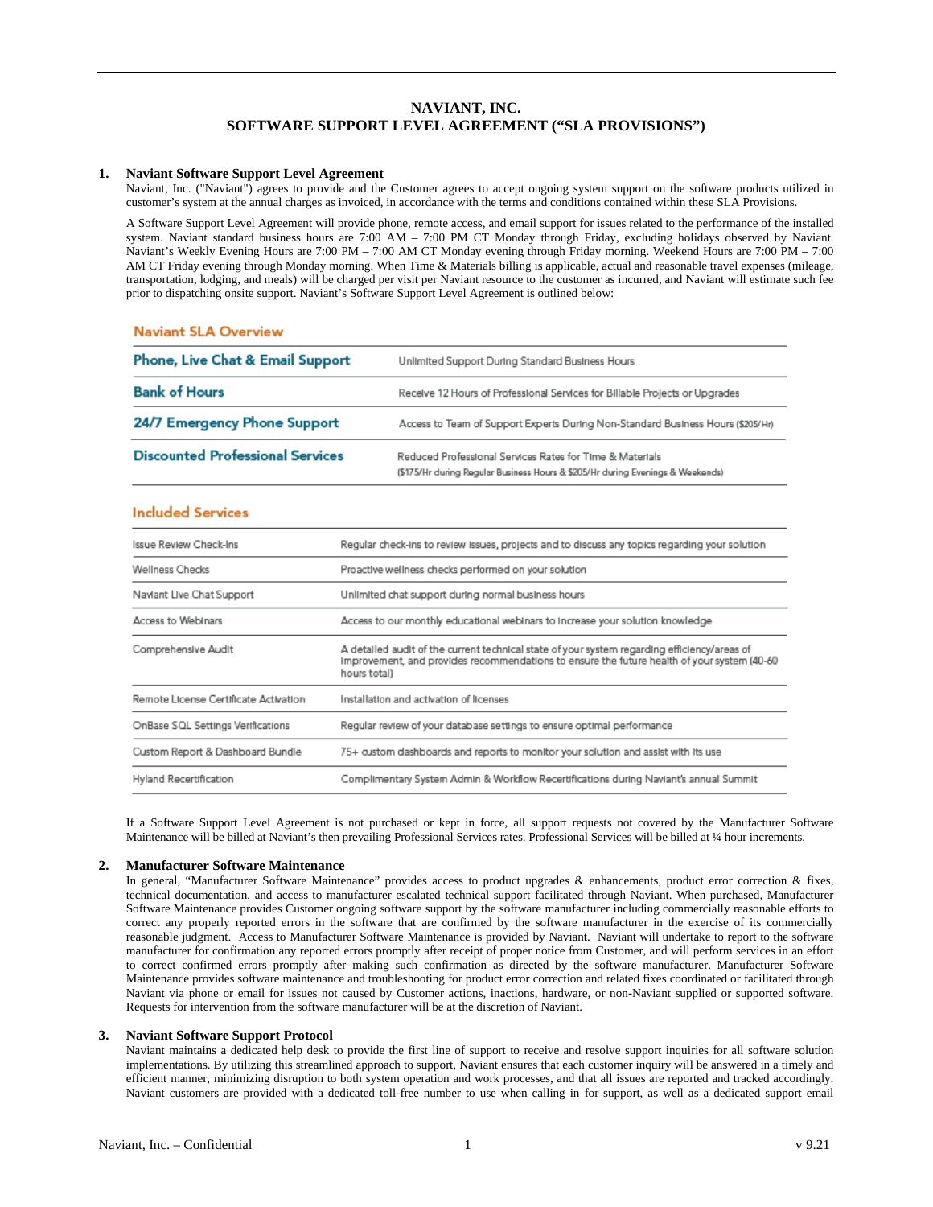# NAVIANT, INC.
## SOFTWARE SUPPORT LEVEL AGREEMENT ("SLA PROVISIONS")

### 1. Naviant Software Support Level Agreement

Naviant, Inc. ("Naviant") agrees to provide and the Customer agrees to accept ongoing system support on the software products utilized in customer's system at the annual charges as invoiced, in accordance with the terms and conditions contained within these SLA Provisions.

A Software Support Level Agreement will provide phone, remote access, and email support for issues related to the performance of the installed system. Naviant standard business hours are 7:00 AM – 7:00 PM CT Monday through Friday, excluding holidays observed by Naviant. Naviant's Weekly Evening Hours are 7:00 PM – 7:00 AM CT Monday evening through Friday morning. Weekend Hours are 7:00 PM – 7:00 AM CT Friday evening through Monday morning. When Time & Materials billing is applicable, actual and reasonable travel expenses (mileage, transportation, lodging, and meals) will be charged per visit per Naviant resource to the customer as incurred, and Naviant will estimate such fee prior to dispatching onsite support. Naviant's Software Support Level Agreement is outlined below:

**Naviant SLA Overview**

| | |
|---|---|
| **Phone, Live Chat & Email Support** | Unlimited Support During Standard Business Hours |
| **Bank of Hours** | Receive 12 Hours of Professional Services for Billable Projects or Upgrades |
| **24/7 Emergency Phone Support** | Access to Team of Support Experts During Non-Standard Business Hours ($205/Hr) |
| **Discounted Professional Services** | Reduced Professional Services Rates for Time & Materials ($175/Hr during Regular Business Hours & $205/Hr during Evenings & Weekends) |

**Included Services**

| | |
|---|---|
| Issue Review Check-Ins | Regular check-ins to review issues, projects and to discuss any topics regarding your solution |
| Wellness Checks | Proactive wellness checks performed on your solution |
| Naviant Live Chat Support | Unlimited chat support during normal business hours |
| Access to Webinars | Access to our monthly educational webinars to increase your solution knowledge |
| Comprehensive Audit | A detailed audit of the current technical state of your system regarding efficiency/areas of improvement, and provides recommendations to ensure the future health of your system (40-60 hours total) |
| Remote License Certificate Activation | Installation and activation of licenses |
| OnBase SQL Settings Verifications | Regular review of your database settings to ensure optimal performance |
| Custom Report & Dashboard Bundle | 75+ custom dashboards and reports to monitor your solution and assist with its use |
| Hyland Recertification | Complimentary System Admin & Workflow Recertifications during Naviant's annual Summit |

If a Software Support Level Agreement is not purchased or kept in force, all support requests not covered by the Manufacturer Software Maintenance will be billed at Naviant's then prevailing Professional Services rates. Professional Services will be billed at ¼ hour increments.

### 2. Manufacturer Software Maintenance

In general, "Manufacturer Software Maintenance" provides access to product upgrades & enhancements, product error correction & fixes, technical documentation, and access to manufacturer escalated technical support facilitated through Naviant. When purchased, Manufacturer Software Maintenance provides Customer ongoing software support by the software manufacturer including commercially reasonable efforts to correct any properly reported errors in the software that are confirmed by the software manufacturer in the exercise of its commercially reasonable judgment. Access to Manufacturer Software Maintenance is provided by Naviant. Naviant will undertake to report to the software manufacturer for confirmation any reported errors promptly after receipt of proper notice from Customer, and will perform services in an effort to correct confirmed errors promptly after making such confirmation as directed by the software manufacturer. Manufacturer Software Maintenance provides software maintenance and troubleshooting for product error correction and related fixes coordinated or facilitated through Naviant via phone or email for issues not caused by Customer actions, inactions, hardware, or non-Naviant supplied or supported software. Requests for intervention from the software manufacturer will be at the discretion of Naviant.

### 3. Naviant Software Support Protocol

Naviant maintains a dedicated help desk to provide the first line of support to receive and resolve support inquiries for all software solution implementations. By utilizing this streamlined approach to support, Naviant ensures that each customer inquiry will be answered in a timely and efficient manner, minimizing disruption to both system operation and work processes, and that all issues are reported and tracked accordingly. Naviant customers are provided with a dedicated toll-free number to use when calling in for support, as well as a dedicated support email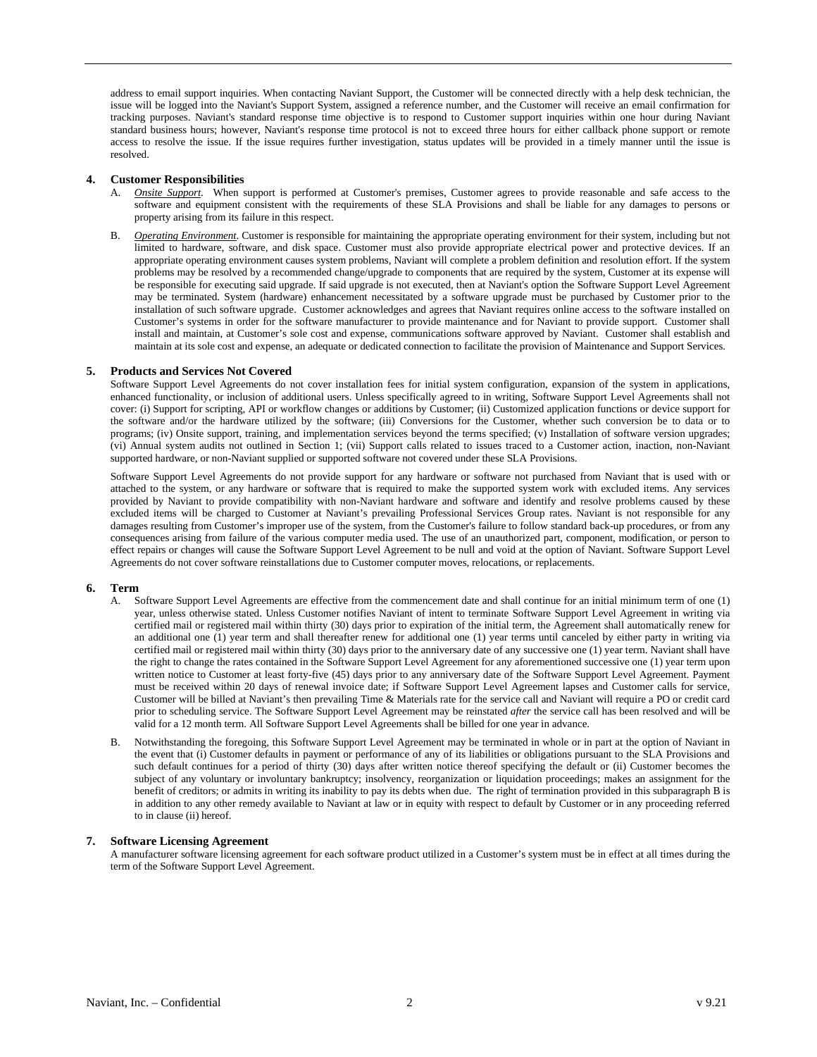address to email support inquiries. When contacting Naviant Support, the Customer will be connected directly with a help desk technician, the issue will be logged into the Naviant's Support System, assigned a reference number, and the Customer will receive an email confirmation for tracking purposes. Naviant's standard response time objective is to respond to Customer support inquiries within one hour during Naviant standard business hours; however, Naviant's response time protocol is not to exceed three hours for either callback phone support or remote access to resolve the issue. If the issue requires further investigation, status updates will be provided in a timely manner until the issue is resolved.

## 4. Customer Responsibilities

A. *Onsite Support*. When support is performed at Customer's premises, Customer agrees to provide reasonable and safe access to the software and equipment consistent with the requirements of these SLA Provisions and shall be liable for any damages to persons or property arising from its failure in this respect.

B. *Operating Environment*. Customer is responsible for maintaining the appropriate operating environment for their system, including but not limited to hardware, software, and disk space. Customer must also provide appropriate electrical power and protective devices. If an appropriate operating environment causes system problems, Naviant will complete a problem definition and resolution effort. If the system problems may be resolved by a recommended change/upgrade to components that are required by the system, Customer at its expense will be responsible for executing said upgrade. If said upgrade is not executed, then at Naviant's option the Software Support Level Agreement may be terminated. System (hardware) enhancement necessitated by a software upgrade must be purchased by Customer prior to the installation of such software upgrade. Customer acknowledges and agrees that Naviant requires online access to the software installed on Customer's systems in order for the software manufacturer to provide maintenance and for Naviant to provide support. Customer shall install and maintain, at Customer's sole cost and expense, communications software approved by Naviant. Customer shall establish and maintain at its sole cost and expense, an adequate or dedicated connection to facilitate the provision of Maintenance and Support Services.

## 5. Products and Services Not Covered

Software Support Level Agreements do not cover installation fees for initial system configuration, expansion of the system in applications, enhanced functionality, or inclusion of additional users. Unless specifically agreed to in writing, Software Support Level Agreements shall not cover: (i) Support for scripting, API or workflow changes or additions by Customer; (ii) Customized application functions or device support for the software and/or the hardware utilized by the software; (iii) Conversions for the Customer, whether such conversion be to data or to programs; (iv) Onsite support, training, and implementation services beyond the terms specified; (v) Installation of software version upgrades; (vi) Annual system audits not outlined in Section 1; (vii) Support calls related to issues traced to a Customer action, inaction, non-Naviant supported hardware, or non-Naviant supplied or supported software not covered under these SLA Provisions.

Software Support Level Agreements do not provide support for any hardware or software not purchased from Naviant that is used with or attached to the system, or any hardware or software that is required to make the supported system work with excluded items. Any services provided by Naviant to provide compatibility with non-Naviant hardware and software and identify and resolve problems caused by these excluded items will be charged to Customer at Naviant's prevailing Professional Services Group rates. Naviant is not responsible for any damages resulting from Customer's improper use of the system, from the Customer's failure to follow standard back-up procedures, or from any consequences arising from failure of the various computer media used. The use of an unauthorized part, component, modification, or person to effect repairs or changes will cause the Software Support Level Agreement to be null and void at the option of Naviant. Software Support Level Agreements do not cover software reinstallations due to Customer computer moves, relocations, or replacements.

## 6. Term

A. Software Support Level Agreements are effective from the commencement date and shall continue for an initial minimum term of one (1) year, unless otherwise stated. Unless Customer notifies Naviant of intent to terminate Software Support Level Agreement in writing via certified mail or registered mail within thirty (30) days prior to expiration of the initial term, the Agreement shall automatically renew for an additional one (1) year term and shall thereafter renew for additional one (1) year terms until canceled by either party in writing via certified mail or registered mail within thirty (30) days prior to the anniversary date of any successive one (1) year term. Naviant shall have the right to change the rates contained in the Software Support Level Agreement for any aforementioned successive one (1) year term upon written notice to Customer at least forty-five (45) days prior to any anniversary date of the Software Support Level Agreement. Payment must be received within 20 days of renewal invoice date; if Software Support Level Agreement lapses and Customer calls for service, Customer will be billed at Naviant's then prevailing Time & Materials rate for the service call and Naviant will require a PO or credit card prior to scheduling service. The Software Support Level Agreement may be reinstated *after* the service call has been resolved and will be valid for a 12 month term. All Software Support Level Agreements shall be billed for one year in advance.

B. Notwithstanding the foregoing, this Software Support Level Agreement may be terminated in whole or in part at the option of Naviant in the event that (i) Customer defaults in payment or performance of any of its liabilities or obligations pursuant to the SLA Provisions and such default continues for a period of thirty (30) days after written notice thereof specifying the default or (ii) Customer becomes the subject of any voluntary or involuntary bankruptcy; insolvency, reorganization or liquidation proceedings; makes an assignment for the benefit of creditors; or admits in writing its inability to pay its debts when due. The right of termination provided in this subparagraph B is in addition to any other remedy available to Naviant at law or in equity with respect to default by Customer or in any proceeding referred to in clause (ii) hereof.

## 7. Software Licensing Agreement

A manufacturer software licensing agreement for each software product utilized in a Customer's system must be in effect at all times during the term of the Software Support Level Agreement.